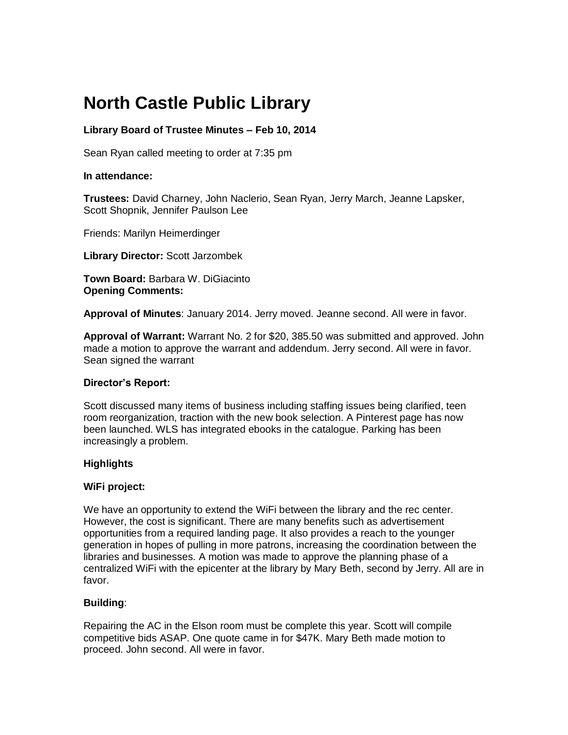# North Castle Public Library

**Library Board of Trustee Minutes – Feb 10, 2014**

Sean Ryan called meeting to order at 7:35 pm

**In attendance:**

**Trustees:** David Charney, John Naclerio, Sean Ryan, Jerry March, Jeanne Lapsker, Scott Shopnik, Jennifer Paulson Lee

Friends: Marilyn Heimerdinger

**Library Director:** Scott Jarzombek

**Town Board:** Barbara W. DiGiacinto
**Opening Comments:**

**Approval of Minutes**: January 2014. Jerry moved. Jeanne second. All were in favor.

**Approval of Warrant:** Warrant No. 2 for $20, 385.50 was submitted and approved. John made a motion to approve the warrant and addendum. Jerry second. All were in favor. Sean signed the warrant

**Director's Report:**

Scott discussed many items of business including staffing issues being clarified, teen room reorganization, traction with the new book selection. A Pinterest page has now been launched. WLS has integrated ebooks in the catalogue. Parking has been increasingly a problem.

**Highlights**

**WiFi project:**

We have an opportunity to extend the WiFi between the library and the rec center. However, the cost is significant. There are many benefits such as advertisement opportunities from a required landing page. It also provides a reach to the younger generation in hopes of pulling in more patrons, increasing the coordination between the libraries and businesses. A motion was made to approve the planning phase of a centralized WiFi with the epicenter at the library by Mary Beth, second by Jerry. All are in favor.

**Building**:

Repairing the AC in the Elson room must be complete this year. Scott will compile competitive bids ASAP. One quote came in for $47K. Mary Beth made motion to proceed. John second. All were in favor.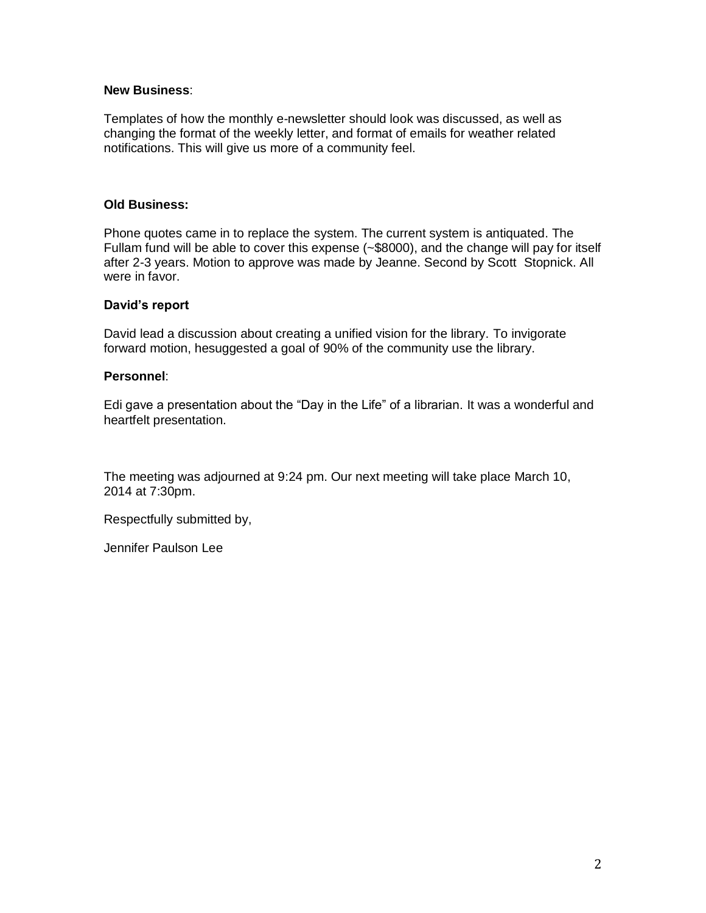**New Business**:

Templates of how the monthly e-newsletter should look was discussed, as well as changing the format of the weekly letter, and format of emails for weather related notifications. This will give us more of a community feel.

**Old Business:**

Phone quotes came in to replace the system. The current system is antiquated. The Fullam fund will be able to cover this expense (~$8000), and the change will pay for itself after 2-3 years. Motion to approve was made by Jeanne. Second by Scott Stopnick. All were in favor.

**David's report**

David lead a discussion about creating a unified vision for the library. To invigorate forward motion, hesuggested a goal of 90% of the community use the library.

**Personnel**:

Edi gave a presentation about the "Day in the Life" of a librarian. It was a wonderful and heartfelt presentation.

The meeting was adjourned at 9:24 pm. Our next meeting will take place March 10, 2014 at 7:30pm.

Respectfully submitted by,

Jennifer Paulson Lee